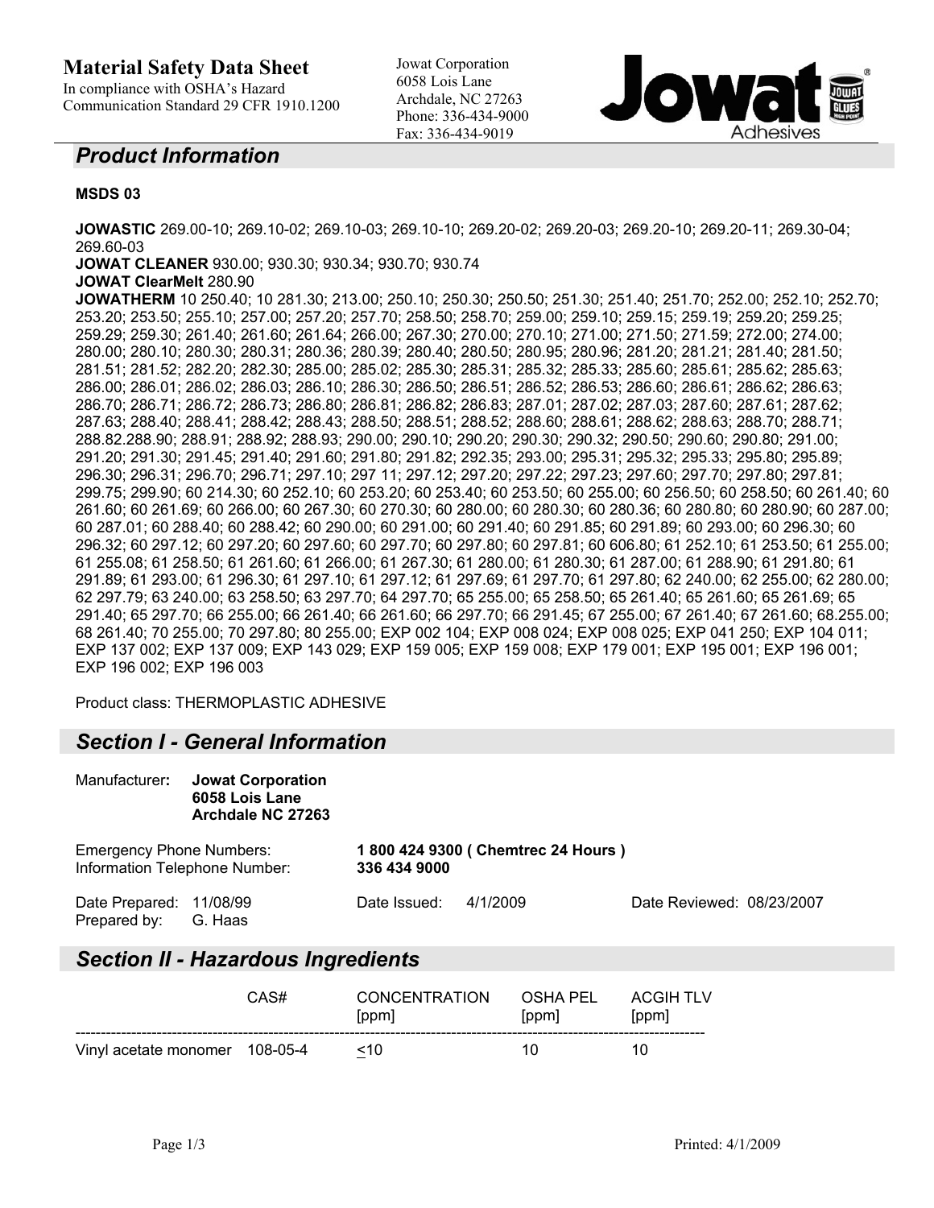# Material Safety Data Sheet

In compliance with OSHA's Hazard Communication Standard 29 CFR 1910.1200

Jowat Corporation
6058 Lois Lane
Archdale, NC 27263
Phone: 336-434-9000
Fax: 336-434-9019

## Product Information

**MSDS 03**

**JOWASTIC** 269.00-10; 269.10-02; 269.10-03; 269.10-10; 269.20-02; 269.20-03; 269.20-10; 269.20-11; 269.30-04; 269.60-03
**JOWAT CLEANER** 930.00; 930.30; 930.34; 930.70; 930.74
**JOWAT ClearMelt** 280.90
**JOWATHERM** 10 250.40; 10 281.30; 213.00; 250.10; 250.30; 250.50; 251.30; 251.40; 251.70; 252.00; 252.10; 252.70; 253.20; 253.50; 255.10; 257.00; 257.20; 257.70; 258.50; 258.70; 259.00; 259.10; 259.15; 259.19; 259.20; 259.25; 259.29; 259.30; 261.40; 261.60; 261.64; 266.00; 267.30; 270.00; 270.10; 271.00; 271.50; 271.59; 272.00; 274.00; 280.00; 280.10; 280.30; 280.31; 280.36; 280.39; 280.40; 280.50; 280.95; 280.96; 281.20; 281.21; 281.40; 281.50; 281.51; 281.52; 282.20; 282.30; 285.00; 285.02; 285.30; 285.31; 285.32; 285.33; 285.60; 285.61; 285.62; 285.63; 286.00; 286.01; 286.02; 286.03; 286.10; 286.30; 286.50; 286.51; 286.52; 286.53; 286.60; 286.61; 286.62; 286.63; 286.70; 286.71; 286.72; 286.73; 286.80; 286.81; 286.82; 286.83; 287.01; 287.02; 287.03; 287.60; 287.61; 287.62; 287.63; 288.40; 288.41; 288.42; 288.43; 288.50; 288.51; 288.52; 288.60; 288.61; 288.62; 288.63; 288.70; 288.71; 288.82.288.90; 288.91; 288.92; 288.93; 290.00; 290.10; 290.20; 290.30; 290.32; 290.50; 290.60; 290.80; 291.00; 291.20; 291.30; 291.45; 291.40; 291.60; 291.80; 291.82; 292.35; 293.00; 295.31; 295.32; 295.33; 295.80; 295.89; 296.30; 296.31; 296.70; 296.71; 297.10; 297 11; 297.12; 297.20; 297.22; 297.23; 297.60; 297.70; 297.80; 297.81; 299.75; 299.90; 60 214.30; 60 252.10; 60 253.20; 60 253.40; 60 253.50; 60 255.00; 60 256.50; 60 258.50; 60 261.40; 60 261.60; 60 261.69; 60 266.00; 60 267.30; 60 270.30; 60 280.00; 60 280.30; 60 280.36; 60 280.80; 60 280.90; 60 287.00; 60 287.01; 60 288.40; 60 288.42; 60 290.00; 60 291.00; 60 291.40; 60 291.85; 60 291.89; 60 293.00; 60 296.30; 60 296.32; 60 297.12; 60 297.20; 60 297.60; 60 297.70; 60 297.80; 60 297.81; 60 606.80; 61 252.10; 61 253.50; 61 255.00; 61 255.08; 61 258.50; 61 261.60; 61 266.00; 61 267.30; 61 280.00; 61 280.30; 61 287.00; 61 288.90; 61 291.80; 61 291.89; 61 293.00; 61 296.30; 61 297.10; 61 297.12; 61 297.69; 61 297.70; 61 297.80; 62 240.00; 62 255.00; 62 280.00; 62 297.79; 63 240.00; 63 258.50; 63 297.70; 64 297.70; 65 255.00; 65 258.50; 65 261.40; 65 261.60; 65 261.69; 65 291.40; 65 297.70; 66 255.00; 66 261.40; 66 261.60; 66 297.70; 66 291.45; 67 255.00; 67 261.40; 67 261.60; 68.255.00; 68 261.40; 70 255.00; 70 297.80; 80 255.00; EXP 002 104; EXP 008 024; EXP 008 025; EXP 041 250; EXP 104 011; EXP 137 002; EXP 137 009; EXP 143 029; EXP 159 005; EXP 159 008; EXP 179 001; EXP 195 001; EXP 196 001; EXP 196 002; EXP 196 003

Product class: THERMOPLASTIC ADHESIVE

## Section I - General Information

Manufacturer: **Jowat Corporation**
**6058 Lois Lane**
**Archdale NC 27263**

Emergency Phone Numbers: **1 800 424 9300 ( Chemtrec 24 Hours )**
Information Telephone Number: **336 434 9000**

Date Prepared: 11/08/99
Prepared by: G. Haas

Date Issued: 4/1/2009

Date Reviewed: 08/23/2007

## Section II - Hazardous Ingredients

| | CAS# | CONCENTRATION [ppm] | OSHA PEL [ppm] | ACGIH TLV [ppm] |
|---|---|---|---|---|
| Vinyl acetate monomer | 108-05-4 | <u>&lt;</u>10 | 10 | 10 |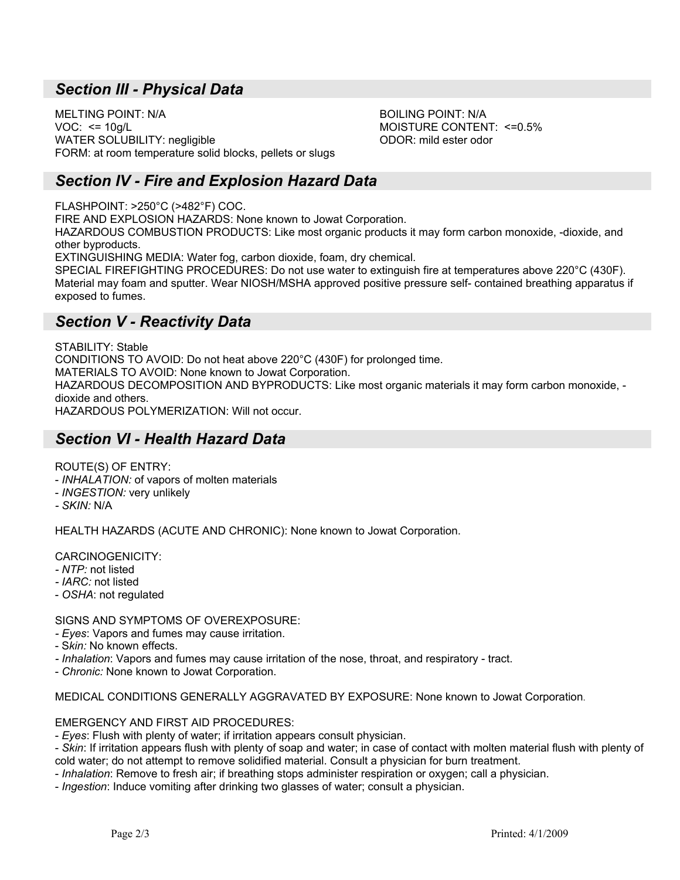## *Section III - Physical Data*

MELTING POINT: N/A
BOILING POINT: N/A
VOC: <= 10g/L
MOISTURE CONTENT: <=0.5%
WATER SOLUBILITY: negligible
ODOR: mild ester odor
FORM: at room temperature solid blocks, pellets or slugs

## *Section IV - Fire and Explosion Hazard Data*

FLASHPOINT: >250°C (>482°F) COC.
FIRE AND EXPLOSION HAZARDS: None known to Jowat Corporation.
HAZARDOUS COMBUSTION PRODUCTS: Like most organic products it may form carbon monoxide, -dioxide, and other byproducts.
EXTINGUISHING MEDIA: Water fog, carbon dioxide, foam, dry chemical.
SPECIAL FIREFIGHTING PROCEDURES: Do not use water to extinguish fire at temperatures above 220°C (430F). Material may foam and sputter. Wear NIOSH/MSHA approved positive pressure self- contained breathing apparatus if exposed to fumes.

## *Section V - Reactivity Data*

STABILITY: Stable
CONDITIONS TO AVOID: Do not heat above 220°C (430F) for prolonged time.
MATERIALS TO AVOID: None known to Jowat Corporation.
HAZARDOUS DECOMPOSITION AND BYPRODUCTS: Like most organic materials it may form carbon monoxide, -dioxide and others.
HAZARDOUS POLYMERIZATION: Will not occur.

## *Section VI - Health Hazard Data*

ROUTE(S) OF ENTRY:
- *INHALATION:* of vapors of molten materials
- *INGESTION:* very unlikely
- *SKIN:* N/A

HEALTH HAZARDS (ACUTE AND CHRONIC): None known to Jowat Corporation.

CARCINOGENICITY:
- *NTP:* not listed
- *IARC:* not listed
- *OSHA*: not regulated

SIGNS AND SYMPTOMS OF OVEREXPOSURE:
- *Eyes*: Vapors and fumes may cause irritation.
- S*kin:* No known effects.
- *Inhalation*: Vapors and fumes may cause irritation of the nose, throat, and respiratory - tract.
- *Chronic:* None known to Jowat Corporation.

MEDICAL CONDITIONS GENERALLY AGGRAVATED BY EXPOSURE: None known to Jowat Corporation.

EMERGENCY AND FIRST AID PROCEDURES:
- *Eyes*: Flush with plenty of water; if irritation appears consult physician.
- *Skin*: If irritation appears flush with plenty of soap and water; in case of contact with molten material flush with plenty of cold water; do not attempt to remove solidified material. Consult a physician for burn treatment.
- *Inhalation*: Remove to fresh air; if breathing stops administer respiration or oxygen; call a physician.
- *Ingestion*: Induce vomiting after drinking two glasses of water; consult a physician.

Printed: 4/1/2009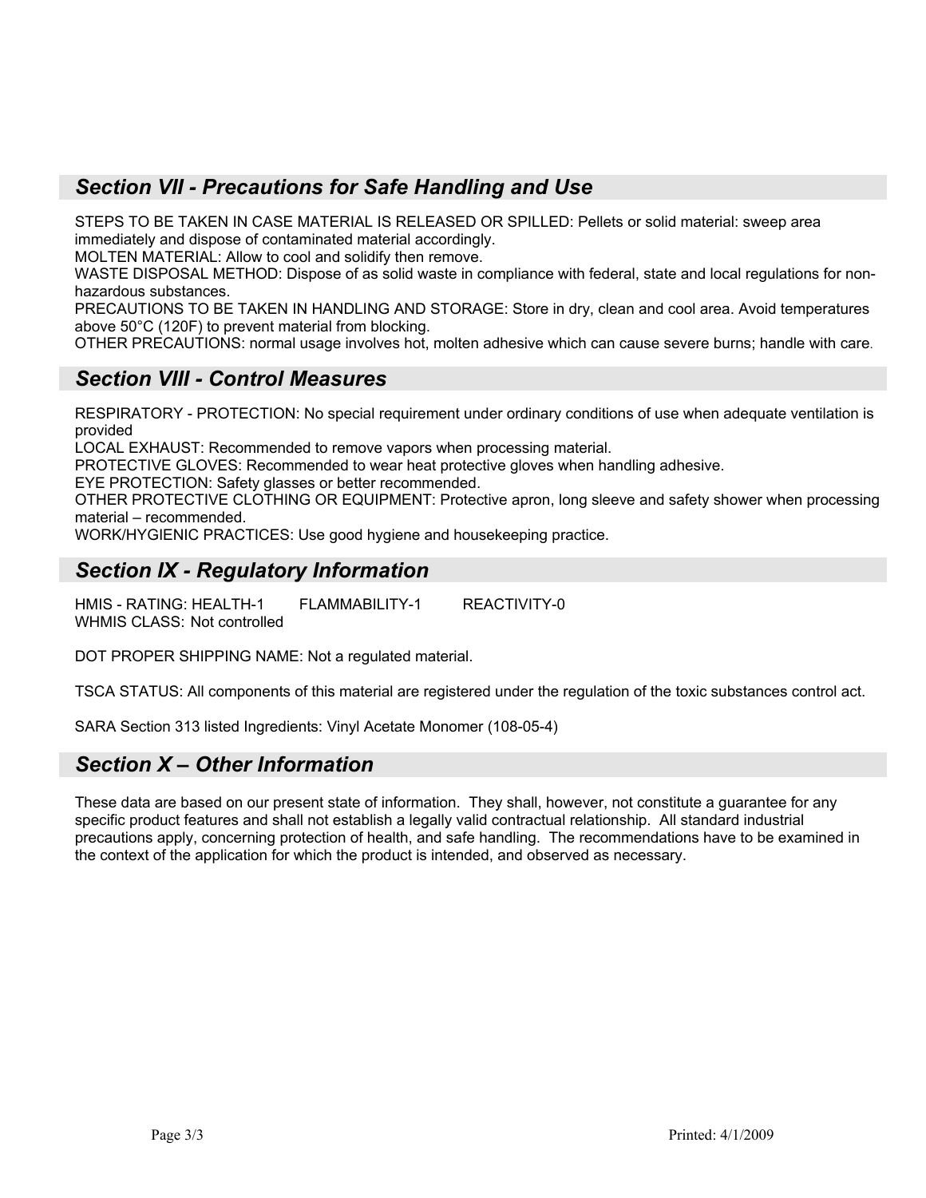## *Section VII - Precautions for Safe Handling and Use*

STEPS TO BE TAKEN IN CASE MATERIAL IS RELEASED OR SPILLED: Pellets or solid material: sweep area immediately and dispose of contaminated material accordingly.
MOLTEN MATERIAL: Allow to cool and solidify then remove.
WASTE DISPOSAL METHOD: Dispose of as solid waste in compliance with federal, state and local regulations for non-hazardous substances.
PRECAUTIONS TO BE TAKEN IN HANDLING AND STORAGE: Store in dry, clean and cool area. Avoid temperatures above 50°C (120F) to prevent material from blocking.
OTHER PRECAUTIONS: normal usage involves hot, molten adhesive which can cause severe burns; handle with care.

## *Section VIII - Control Measures*

RESPIRATORY - PROTECTION: No special requirement under ordinary conditions of use when adequate ventilation is provided
LOCAL EXHAUST: Recommended to remove vapors when processing material.
PROTECTIVE GLOVES: Recommended to wear heat protective gloves when handling adhesive.
EYE PROTECTION: Safety glasses or better recommended.
OTHER PROTECTIVE CLOTHING OR EQUIPMENT: Protective apron, long sleeve and safety shower when processing material – recommended.
WORK/HYGIENIC PRACTICES: Use good hygiene and housekeeping practice.

## *Section IX - Regulatory Information*

HMIS - RATING: HEALTH-1 FLAMMABILITY-1 REACTIVITY-0
WHMIS CLASS: Not controlled

DOT PROPER SHIPPING NAME: Not a regulated material.

TSCA STATUS: All components of this material are registered under the regulation of the toxic substances control act.

SARA Section 313 listed Ingredients: Vinyl Acetate Monomer (108-05-4)

## *Section X – Other Information*

These data are based on our present state of information. They shall, however, not constitute a guarantee for any specific product features and shall not establish a legally valid contractual relationship. All standard industrial precautions apply, concerning protection of health, and safe handling. The recommendations have to be examined in the context of the application for which the product is intended, and observed as necessary.

Printed: 4/1/2009